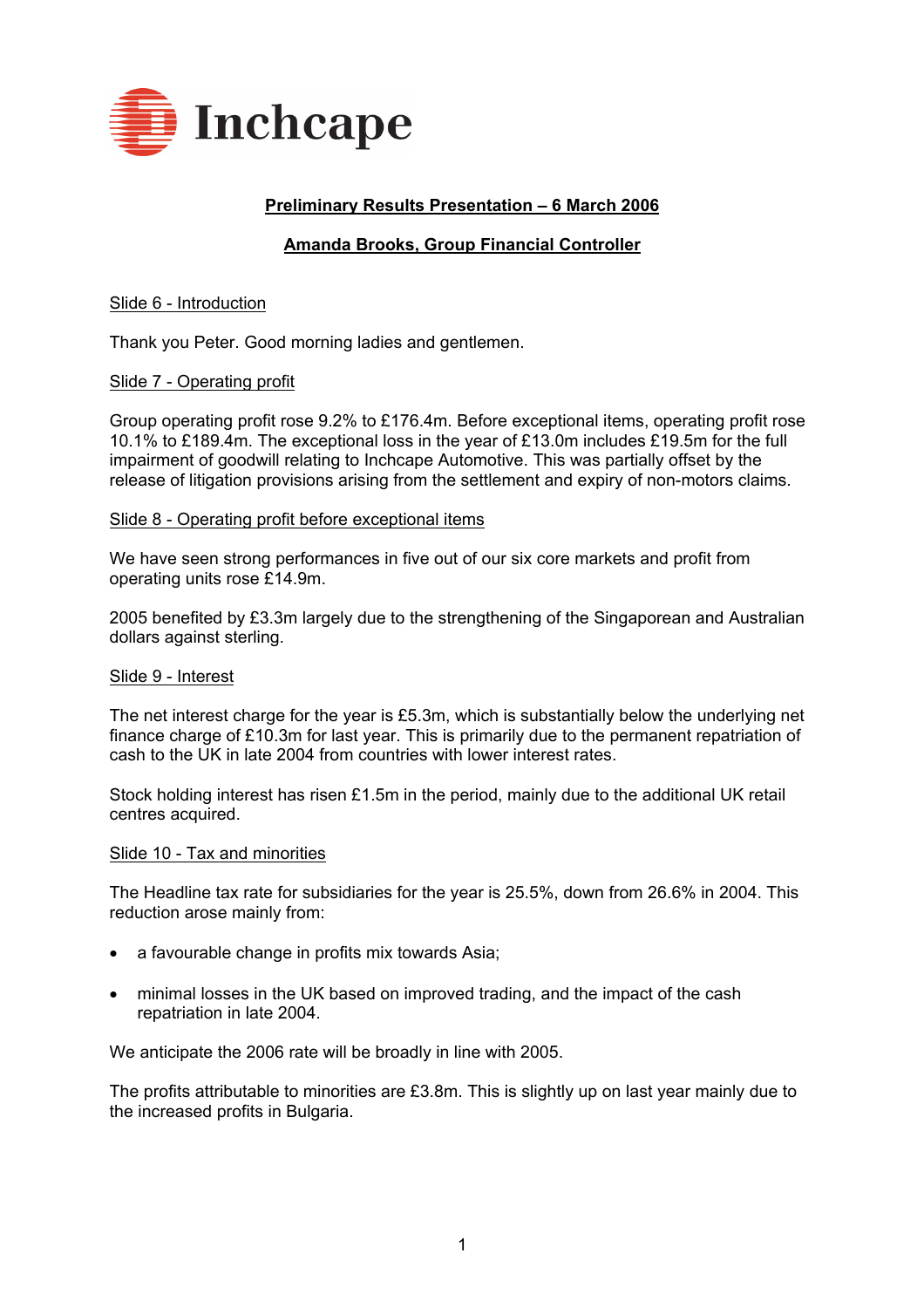Inchcape

## Preliminary Results Presentation – 6 March 2006

### Amanda Brooks, Group Financial Controller

Slide 6 - Introduction

Thank you Peter. Good morning ladies and gentlemen.

Slide 7 - Operating profit

Group operating profit rose 9.2% to £176.4m. Before exceptional items, operating profit rose 10.1% to £189.4m. The exceptional loss in the year of £13.0m includes £19.5m for the full impairment of goodwill relating to Inchcape Automotive. This was partially offset by the release of litigation provisions arising from the settlement and expiry of non-motors claims.

Slide 8 - Operating profit before exceptional items

We have seen strong performances in five out of our six core markets and profit from operating units rose £14.9m.

2005 benefited by £3.3m largely due to the strengthening of the Singaporean and Australian dollars against sterling.

Slide 9 - Interest

The net interest charge for the year is £5.3m, which is substantially below the underlying net finance charge of £10.3m for last year. This is primarily due to the permanent repatriation of cash to the UK in late 2004 from countries with lower interest rates.

Stock holding interest has risen £1.5m in the period, mainly due to the additional UK retail centres acquired.

Slide 10 - Tax and minorities

The Headline tax rate for subsidiaries for the year is 25.5%, down from 26.6% in 2004. This reduction arose mainly from:

- a favourable change in profits mix towards Asia;
- minimal losses in the UK based on improved trading, and the impact of the cash repatriation in late 2004.

We anticipate the 2006 rate will be broadly in line with 2005.

The profits attributable to minorities are £3.8m. This is slightly up on last year mainly due to the increased profits in Bulgaria.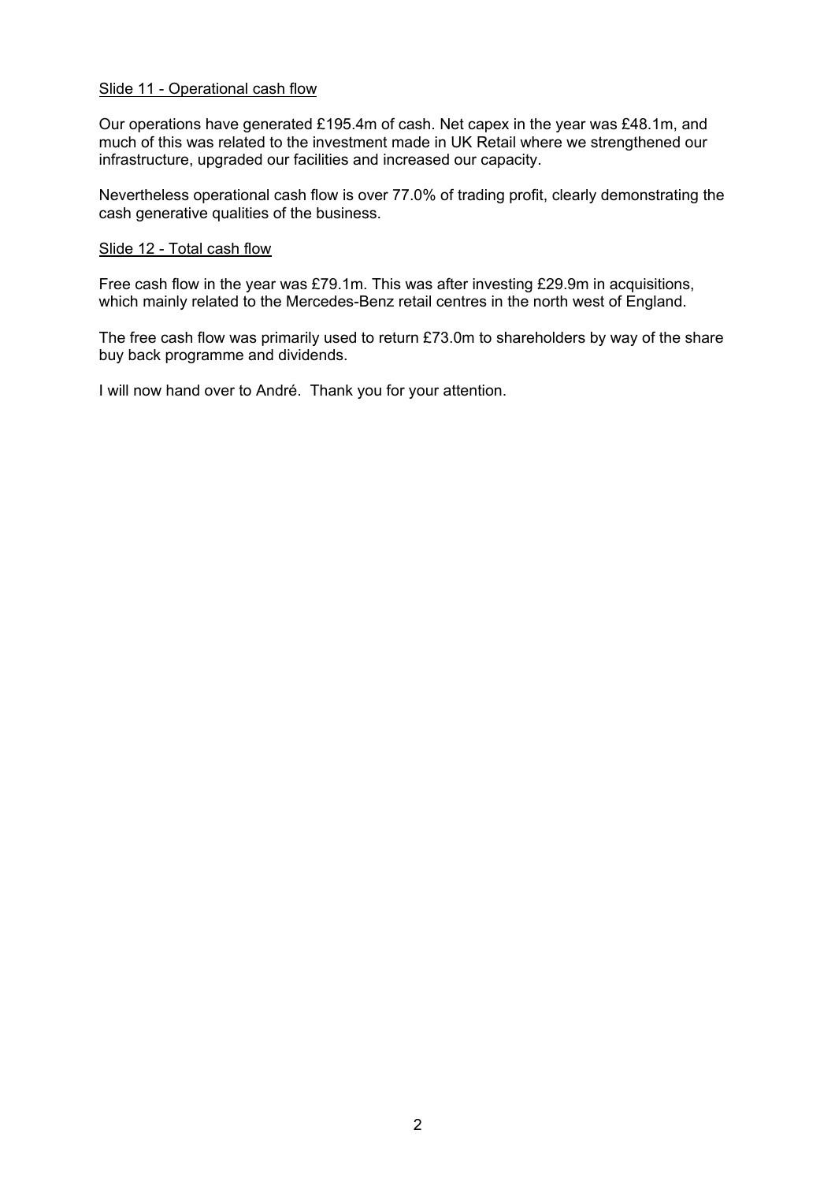<u>Slide 11 - Operational cash flow</u>

Our operations have generated £195.4m of cash. Net capex in the year was £48.1m, and much of this was related to the investment made in UK Retail where we strengthened our infrastructure, upgraded our facilities and increased our capacity.

Nevertheless operational cash flow is over 77.0% of trading profit, clearly demonstrating the cash generative qualities of the business.

<u>Slide 12 - Total cash flow</u>

Free cash flow in the year was £79.1m. This was after investing £29.9m in acquisitions, which mainly related to the Mercedes-Benz retail centres in the north west of England.

The free cash flow was primarily used to return £73.0m to shareholders by way of the share buy back programme and dividends.

I will now hand over to André. Thank you for your attention.